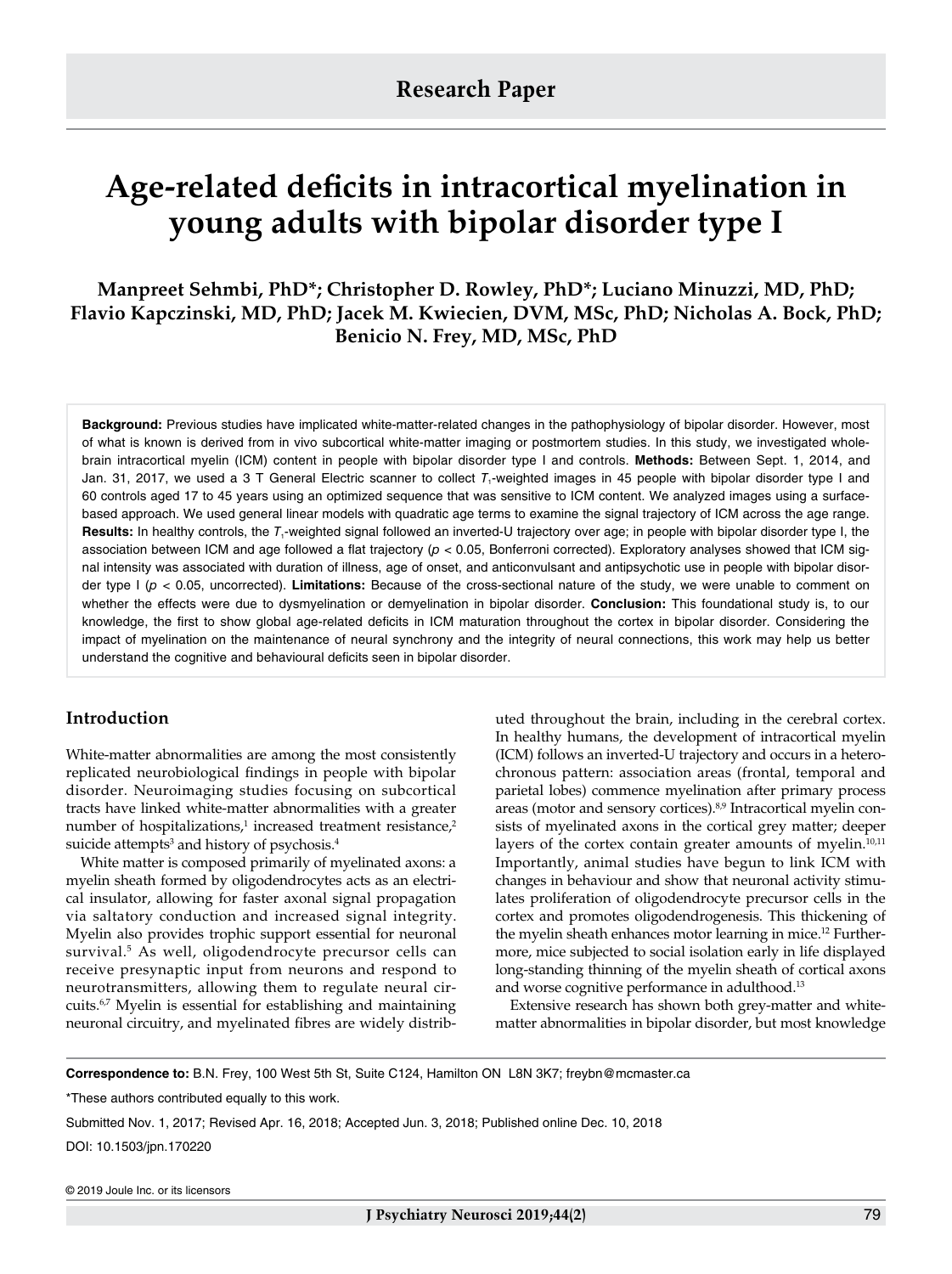**Research Paper**

# Age-related deficits in intracortical myelination in young adults with bipolar disorder type I

**Manpreet Sehmbi, PhD\*; Christopher D. Rowley, PhD\*; Luciano Minuzzi, MD, PhD; Flavio Kapczinski, MD, PhD; Jacek M. Kwiecien, DVM, MSc, PhD; Nicholas A. Bock, PhD; Benicio N. Frey, MD, MSc, PhD**

**Background:** Previous studies have implicated white-matter-related changes in the pathophysiology of bipolar disorder. However, most of what is known is derived from in vivo subcortical white-matter imaging or postmortem studies. In this study, we investigated whole-brain intracortical myelin (ICM) content in people with bipolar disorder type I and controls. **Methods:** Between Sept. 1, 2014, and Jan. 31, 2017, we used a 3 T General Electric scanner to collect $T_1$-weighted images in 45 people with bipolar disorder type I and 60 controls aged 17 to 45 years using an optimized sequence that was sensitive to ICM content. We analyzed images using a surface-based approach. We used general linear models with quadratic age terms to examine the signal trajectory of ICM across the age range. **Results:** In healthy controls, the $T_1$-weighted signal followed an inverted-U trajectory over age; in people with bipolar disorder type I, the association between ICM and age followed a flat trajectory ($p < 0.05$, Bonferroni corrected). Exploratory analyses showed that ICM signal intensity was associated with duration of illness, age of onset, and anticonvulsant and antipsychotic use in people with bipolar disorder type I ($p < 0.05$, uncorrected). **Limitations:** Because of the cross-sectional nature of the study, we were unable to comment on whether the effects were due to dysmyelination or demyelination in bipolar disorder. **Conclusion:** This foundational study is, to our knowledge, the first to show global age-related deficits in ICM maturation throughout the cortex in bipolar disorder. Considering the impact of myelination on the maintenance of neural synchrony and the integrity of neural connections, this work may help us better understand the cognitive and behavioural deficits seen in bipolar disorder.

## Introduction

White-matter abnormalities are among the most consistently replicated neurobiological findings in people with bipolar disorder. Neuroimaging studies focusing on subcortical tracts have linked white-matter abnormalities with a greater number of hospitalizations,[1] increased treatment resistance,[2] suicide attempts[3] and history of psychosis.[4]

White matter is composed primarily of myelinated axons: a myelin sheath formed by oligodendrocytes acts as an electrical insulator, allowing for faster axonal signal propagation via saltatory conduction and increased signal integrity. Myelin also provides trophic support essential for neuronal survival.[5] As well, oligodendrocyte precursor cells can receive presynaptic input from neurons and respond to neurotransmitters, allowing them to regulate neural circuits.[6,7] Myelin is essential for establishing and maintaining neuronal circuitry, and myelinated fibres are widely distributed throughout the brain, including in the cerebral cortex. In healthy humans, the development of intracortical myelin (ICM) follows an inverted-U trajectory and occurs in a heterochronous pattern: association areas (frontal, temporal and parietal lobes) commence myelination after primary process areas (motor and sensory cortices).[8,9] Intracortical myelin consists of myelinated axons in the cortical grey matter; deeper layers of the cortex contain greater amounts of myelin.[10,11] Importantly, animal studies have begun to link ICM with changes in behaviour and show that neuronal activity stimulates proliferation of oligodendrocyte precursor cells in the cortex and promotes oligodendrogenesis. This thickening of the myelin sheath enhances motor learning in mice.[12] Furthermore, mice subjected to social isolation early in life displayed long-standing thinning of the myelin sheath of cortical axons and worse cognitive performance in adulthood.[13]

Extensive research has shown both grey-matter and white-matter abnormalities in bipolar disorder, but most knowledge

**Correspondence to:** B.N. Frey, 100 West 5th St, Suite C124, Hamilton ON L8N 3K7; freybn@mcmaster.ca

\*These authors contributed equally to this work.

Submitted Nov. 1, 2017; Revised Apr. 16, 2018; Accepted Jun. 3, 2018; Published online Dec. 10, 2018

DOI: 10.1503/jpn.170220

© 2019 Joule Inc. or its licensors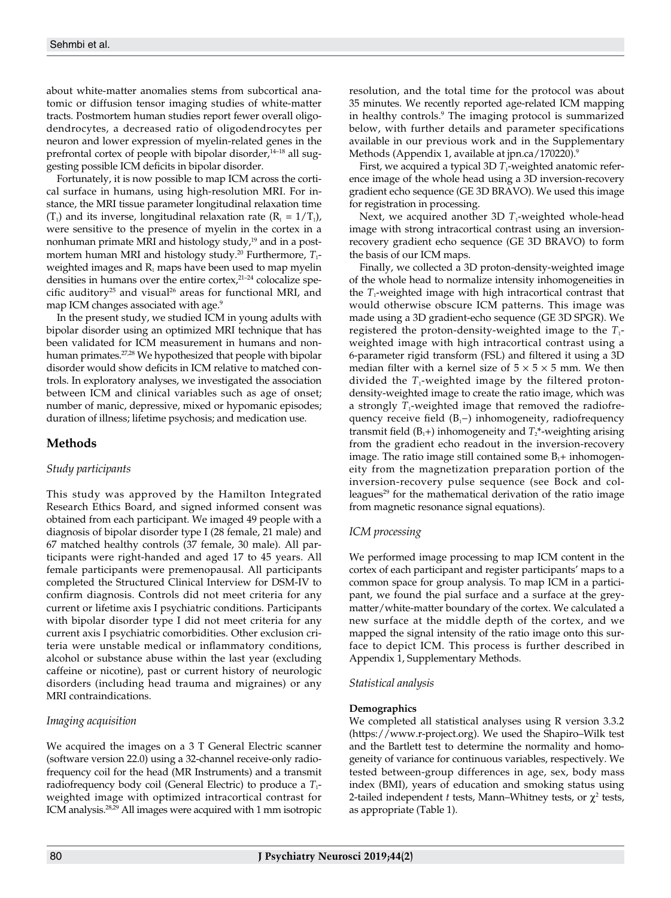about white-matter anomalies stems from subcortical anatomic or diffusion tensor imaging studies of white-matter tracts. Postmortem human studies report fewer overall oligodendrocytes, a decreased ratio of oligodendrocytes per neuron and lower expression of myelin-related genes in the prefrontal cortex of people with bipolar disorder,[14–18] all suggesting possible ICM deficits in bipolar disorder.

Fortunately, it is now possible to map ICM across the cortical surface in humans, using high-resolution MRI. For instance, the MRI tissue parameter longitudinal relaxation time ($T_1$) and its inverse, longitudinal relaxation rate ($R_1 = 1/T_1$), were sensitive to the presence of myelin in the cortex in a nonhuman primate MRI and histology study,[19] and in a postmortem human MRI and histology study.[20] Furthermore, $T_1$-weighted images and $R_1$ maps have been used to map myelin densities in humans over the entire cortex,[21–24] colocalize specific auditory[25] and visual[26] areas for functional MRI, and map ICM changes associated with age.[9]

In the present study, we studied ICM in young adults with bipolar disorder using an optimized MRI technique that has been validated for ICM measurement in humans and nonhuman primates.[27,28] We hypothesized that people with bipolar disorder would show deficits in ICM relative to matched controls. In exploratory analyses, we investigated the association between ICM and clinical variables such as age of onset; number of manic, depressive, mixed or hypomanic episodes; duration of illness; lifetime psychosis; and medication use.

## Methods

### *Study participants*

This study was approved by the Hamilton Integrated Research Ethics Board, and signed informed consent was obtained from each participant. We imaged 49 people with a diagnosis of bipolar disorder type I (28 female, 21 male) and 67 matched healthy controls (37 female, 30 male). All participants were right-handed and aged 17 to 45 years. All female participants were premenopausal. All participants completed the Structured Clinical Interview for DSM-IV to confirm diagnosis. Controls did not meet criteria for any current or lifetime axis I psychiatric conditions. Participants with bipolar disorder type I did not meet criteria for any current axis I psychiatric comorbidities. Other exclusion criteria were unstable medical or inflammatory conditions, alcohol or substance abuse within the last year (excluding caffeine or nicotine), past or current history of neurologic disorders (including head trauma and migraines) or any MRI contraindications.

### *Imaging acquisition*

We acquired the images on a 3 T General Electric scanner (software version 22.0) using a 32-channel receive-only radiofrequency coil for the head (MR Instruments) and a transmit radiofrequency body coil (General Electric) to produce a $T_1$-weighted image with optimized intracortical contrast for ICM analysis.[28,29] All images were acquired with 1 mm isotropic resolution, and the total time for the protocol was about 35 minutes. We recently reported age-related ICM mapping in healthy controls.[9] The imaging protocol is summarized below, with further details and parameter specifications available in our previous work and in the Supplementary Methods (Appendix 1, available at jpn.ca/170220).[9]

First, we acquired a typical 3D $T_1$-weighted anatomic reference image of the whole head using a 3D inversion-recovery gradient echo sequence (GE 3D BRAVO). We used this image for registration in processing.

Next, we acquired another 3D $T_1$-weighted whole-head image with strong intracortical contrast using an inversion-recovery gradient echo sequence (GE 3D BRAVO) to form the basis of our ICM maps.

Finally, we collected a 3D proton-density-weighted image of the whole head to normalize intensity inhomogeneities in the $T_1$-weighted image with high intracortical contrast that would otherwise obscure ICM patterns. This image was made using a 3D gradient-echo sequence (GE 3D SPGR). We registered the proton-density-weighted image to the $T_1$-weighted image with high intracortical contrast using a 6-parameter rigid transform (FSL) and filtered it using a 3D median filter with a kernel size of 5 × 5 × 5 mm. We then divided the $T_1$-weighted image by the filtered proton-density-weighted image to create the ratio image, which was a strongly $T_1$-weighted image that removed the radiofrequency receive field ($B_1-$) inhomogeneity, radiofrequency transmit field ($B_1+$) inhomogeneity and $T_2$*-weighting arising from the gradient echo readout in the inversion-recovery image. The ratio image still contained some $B_1+$ inhomogeneity from the magnetization preparation portion of the inversion-recovery pulse sequence (see Bock and colleagues[29] for the mathematical derivation of the ratio image from magnetic resonance signal equations).

### *ICM processing*

We performed image processing to map ICM content in the cortex of each participant and register participants' maps to a common space for group analysis. To map ICM in a participant, we found the pial surface and a surface at the grey-matter/white-matter boundary of the cortex. We calculated a new surface at the middle depth of the cortex, and we mapped the signal intensity of the ratio image onto this surface to depict ICM. This process is further described in Appendix 1, Supplementary Methods.

### *Statistical analysis*

#### **Demographics**

We completed all statistical analyses using R version 3.3.2 (https://www.r-project.org). We used the Shapiro–Wilk test and the Bartlett test to determine the normality and homogeneity of variance for continuous variables, respectively. We tested between-group differences in age, sex, body mass index (BMI), years of education and smoking status using 2-tailed independent *t* tests, Mann–Whitney tests, or $\chi^2$ tests, as appropriate (Table 1).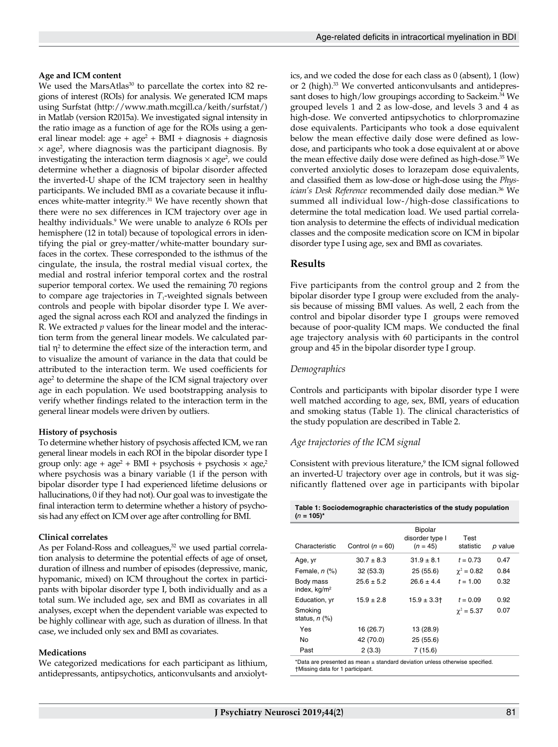#### Age and ICM content

We used the MarsAtlas[30] to parcellate the cortex into 82 regions of interest (ROIs) for analysis. We generated ICM maps using Surfstat (http://www.math.mcgill.ca/keith/surfstat/) in Matlab (version R2015a). We investigated signal intensity in the ratio image as a function of age for the ROIs using a general linear model: age + age$^2$ + BMI + diagnosis + diagnosis × age$^2$, where diagnosis was the participant diagnosis. By investigating the interaction term diagnosis × age$^2$, we could determine whether a diagnosis of bipolar disorder affected the inverted-U shape of the ICM trajectory seen in healthy participants. We included BMI as a covariate because it influences white-matter integrity.[31] We have recently shown that there were no sex differences in ICM trajectory over age in healthy individuals.[9] We were unable to analyze 6 ROIs per hemisphere (12 in total) because of topological errors in identifying the pial or grey-matter/white-matter boundary surfaces in the cortex. These corresponded to the isthmus of the cingulate, the insula, the rostral medial visual cortex, the medial and rostral inferior temporal cortex and the rostral superior temporal cortex. We used the remaining 70 regions to compare age trajectories in $T_1$-weighted signals between controls and people with bipolar disorder type I. We averaged the signal across each ROI and analyzed the findings in R. We extracted *p* values for the linear model and the interaction term from the general linear models. We calculated partial $\eta^2$ to determine the effect size of the interaction term, and to visualize the amount of variance in the data that could be attributed to the interaction term. We used coefficients for age$^2$ to determine the shape of the ICM signal trajectory over age in each population. We used bootstrapping analysis to verify whether findings related to the interaction term in the general linear models were driven by outliers.

#### History of psychosis

To determine whether history of psychosis affected ICM, we ran general linear models in each ROI in the bipolar disorder type I group only: age + age$^2$ + BMI + psychosis + psychosis × age,$^2$ where psychosis was a binary variable (1 if the person with bipolar disorder type I had experienced lifetime delusions or hallucinations, 0 if they had not). Our goal was to investigate the final interaction term to determine whether a history of psychosis had any effect on ICM over age after controlling for BMI.

#### Clinical correlates

As per Foland-Ross and colleagues,[32] we used partial correlation analysis to determine the potential effects of age of onset, duration of illness and number of episodes (depressive, manic, hypomanic, mixed) on ICM throughout the cortex in participants with bipolar disorder type I, both individually and as a total sum. We included age, sex and BMI as covariates in all analyses, except when the dependent variable was expected to be highly collinear with age, such as duration of illness. In that case, we included only sex and BMI as covariates.

#### Medications

We categorized medications for each participant as lithium, antidepressants, antipsychotics, anticonvulsants and anxiolytics, and we coded the dose for each class as 0 (absent), 1 (low) or 2 (high).[33] We converted anticonvulsants and antidepressant doses to high/low groupings according to Sackeim.[34] We grouped levels 1 and 2 as low-dose, and levels 3 and 4 as high-dose. We converted antipsychotics to chlorpromazine dose equivalents. Participants who took a dose equivalent below the mean effective daily dose were defined as low-dose, and participants who took a dose equivalent at or above the mean effective daily dose were defined as high-dose.[35] We converted anxiolytic doses to lorazepam dose equivalents, and classified them as low-dose or high-dose using the *Physician's Desk Reference* recommended daily dose median.[36] We summed all individual low-/high-dose classifications to determine the total medication load. We used partial correlation analysis to determine the effects of individual medication classes and the composite medication score on ICM in bipolar disorder type I using age, sex and BMI as covariates.

## Results

Five participants from the control group and 2 from the bipolar disorder type I group were excluded from the analysis because of missing BMI values. As well, 2 each from the control and bipolar disorder type I groups were removed because of poor-quality ICM maps. We conducted the final age trajectory analysis with 60 participants in the control group and 45 in the bipolar disorder type I group.

### *Demographics*

Controls and participants with bipolar disorder type I were well matched according to age, sex, BMI, years of education and smoking status (Table 1). The clinical characteristics of the study population are described in Table 2.

### *Age trajectories of the ICM signal*

Consistent with previous literature,[9] the ICM signal followed an inverted-U trajectory over age in controls, but it was significantly flattened over age in participants with bipolar

**Table 1: Sociodemographic characteristics of the study population ($n$ = 105)***

| Characteristic | Control ($n$ = 60) | Bipolar disorder type I ($n$ = 45) | Test statistic | *p* value |
|---|---|---|---|---|
| Age, yr | 30.7 ± 8.3 | 31.9 ± 8.1 | $t$ = 0.73 | 0.47 |
| Female, *n* (%) | 32 (53.3) | 25 (55.6) | $\chi^2$ = 0.82 | 0.84 |
| Body mass index, kg/m$^2$ | 25.6 ± 5.2 | 26.6 ± 4.4 | $t$ = 1.00 | 0.32 |
| Education, yr | 15.9 ± 2.8 | 15.9 ± 3.3† | $t$ = 0.09 | 0.92 |
| Smoking status, *n* (%) | | | $\chi^2$ = 5.37 | 0.07 |
| Yes | 16 (26.7) | 13 (28.9) | | |
| No | 42 (70.0) | 25 (55.6) | | |
| Past | 2 (3.3) | 7 (15.6) | | |

*Data are presented as mean ± standard deviation unless otherwise specified.
†Missing data for 1 participant.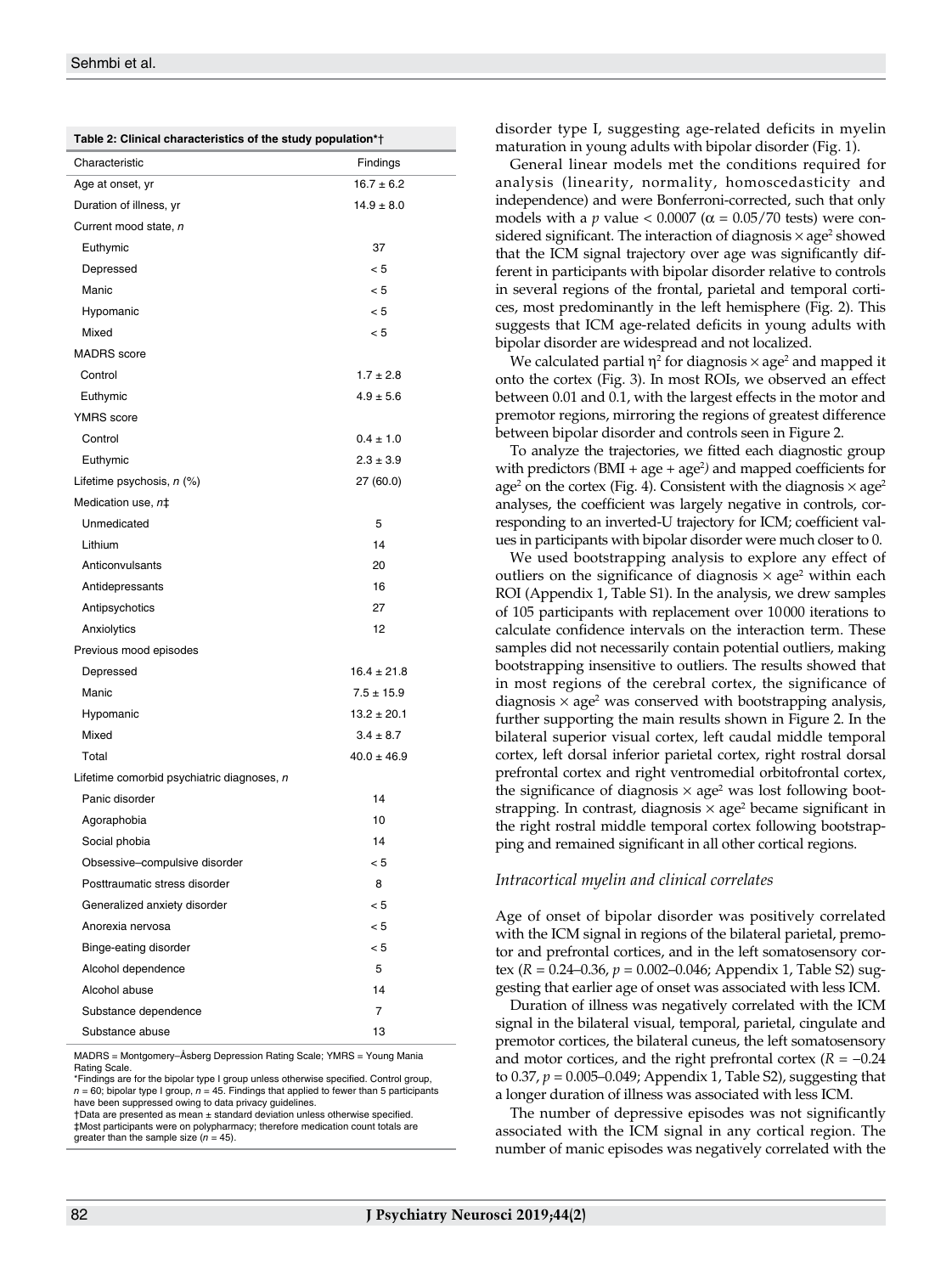**Table 2: Clinical characteristics of the study population*†**

| Characteristic | Findings |
|---|---|
| Age at onset, yr | 16.7 ± 6.2 |
| Duration of illness, yr | 14.9 ± 8.0 |
| Current mood state, *n* | |
| Euthymic | 37 |
| Depressed | < 5 |
| Manic | < 5 |
| Hypomanic | < 5 |
| Mixed | < 5 |
| MADRS score | |
| Control | 1.7 ± 2.8 |
| Euthymic | 4.9 ± 5.6 |
| YMRS score | |
| Control | 0.4 ± 1.0 |
| Euthymic | 2.3 ± 3.9 |
| Lifetime psychosis, *n* (%) | 27 (60.0) |
| Medication use, *n*‡ | |
| Unmedicated | 5 |
| Lithium | 14 |
| Anticonvulsants | 20 |
| Antidepressants | 16 |
| Antipsychotics | 27 |
| Anxiolytics | 12 |
| Previous mood episodes | |
| Depressed | 16.4 ± 21.8 |
| Manic | 7.5 ± 15.9 |
| Hypomanic | 13.2 ± 20.1 |
| Mixed | 3.4 ± 8.7 |
| Total | 40.0 ± 46.9 |
| Lifetime comorbid psychiatric diagnoses, *n* | |
| Panic disorder | 14 |
| Agoraphobia | 10 |
| Social phobia | 14 |
| Obsessive–compulsive disorder | < 5 |
| Posttraumatic stress disorder | 8 |
| Generalized anxiety disorder | < 5 |
| Anorexia nervosa | < 5 |
| Binge-eating disorder | < 5 |
| Alcohol dependence | 5 |
| Alcohol abuse | 14 |
| Substance dependence | 7 |
| Substance abuse | 13 |

MADRS = Montgomery–Åsberg Depression Rating Scale; YMRS = Young Mania Rating Scale.
*Findings are for the bipolar type I group unless otherwise specified. Control group, $n = 60$; bipolar type I group, $n = 45$. Findings that applied to fewer than 5 participants have been suppressed owing to data privacy guidelines.
†Data are presented as mean ± standard deviation unless otherwise specified.
‡Most participants were on polypharmacy; therefore medication count totals are greater than the sample size ($n = 45$).

disorder type I, suggesting age-related deficits in myelin maturation in young adults with bipolar disorder (Fig. 1).

General linear models met the conditions required for analysis (linearity, normality, homoscedasticity and independence) and were Bonferroni-corrected, such that only models with a $p$ value $< 0.0007$ ($\alpha = 0.05/70$ tests) were considered significant. The interaction of diagnosis × age$^2$ showed that the ICM signal trajectory over age was significantly different in participants with bipolar disorder relative to controls in several regions of the frontal, parietal and temporal cortices, most predominantly in the left hemisphere (Fig. 2). This suggests that ICM age-related deficits in young adults with bipolar disorder are widespread and not localized.

We calculated partial $\eta^2$ for diagnosis × age$^2$ and mapped it onto the cortex (Fig. 3). In most ROIs, we observed an effect between 0.01 and 0.1, with the largest effects in the motor and premotor regions, mirroring the regions of greatest difference between bipolar disorder and controls seen in Figure 2.

To analyze the trajectories, we fitted each diagnostic group with predictors (BMI + age + age$^2$) and mapped coefficients for age$^2$ on the cortex (Fig. 4). Consistent with the diagnosis × age$^2$ analyses, the coefficient was largely negative in controls, corresponding to an inverted-U trajectory for ICM; coefficient values in participants with bipolar disorder were much closer to 0.

We used bootstrapping analysis to explore any effect of outliers on the significance of diagnosis × age$^2$ within each ROI (Appendix 1, Table S1). In the analysis, we drew samples of 105 participants with replacement over 10 000 iterations to calculate confidence intervals on the interaction term. These samples did not necessarily contain potential outliers, making bootstrapping insensitive to outliers. The results showed that in most regions of the cerebral cortex, the significance of diagnosis × age$^2$ was conserved with bootstrapping analysis, further supporting the main results shown in Figure 2. In the bilateral superior visual cortex, left caudal middle temporal cortex, left dorsal inferior parietal cortex, right rostral dorsal prefrontal cortex and right ventromedial orbitofrontal cortex, the significance of diagnosis × age$^2$ was lost following bootstrapping. In contrast, diagnosis × age$^2$ became significant in the right rostral middle temporal cortex following bootstrapping and remained significant in all other cortical regions.

### *Intracortical myelin and clinical correlates*

Age of onset of bipolar disorder was positively correlated with the ICM signal in regions of the bilateral parietal, premotor and prefrontal cortices, and in the left somatosensory cortex ($R = 0.24$–$0.36$, $p = 0.002$–$0.046$; Appendix 1, Table S2) suggesting that earlier age of onset was associated with less ICM.

Duration of illness was negatively correlated with the ICM signal in the bilateral visual, temporal, parietal, cingulate and premotor cortices, the bilateral cuneus, the left somatosensory and motor cortices, and the right prefrontal cortex ($R = -0.24$ to $0.37$, $p = 0.005$–$0.049$; Appendix 1, Table S2), suggesting that a longer duration of illness was associated with less ICM.

The number of depressive episodes was not significantly associated with the ICM signal in any cortical region. The number of manic episodes was negatively correlated with the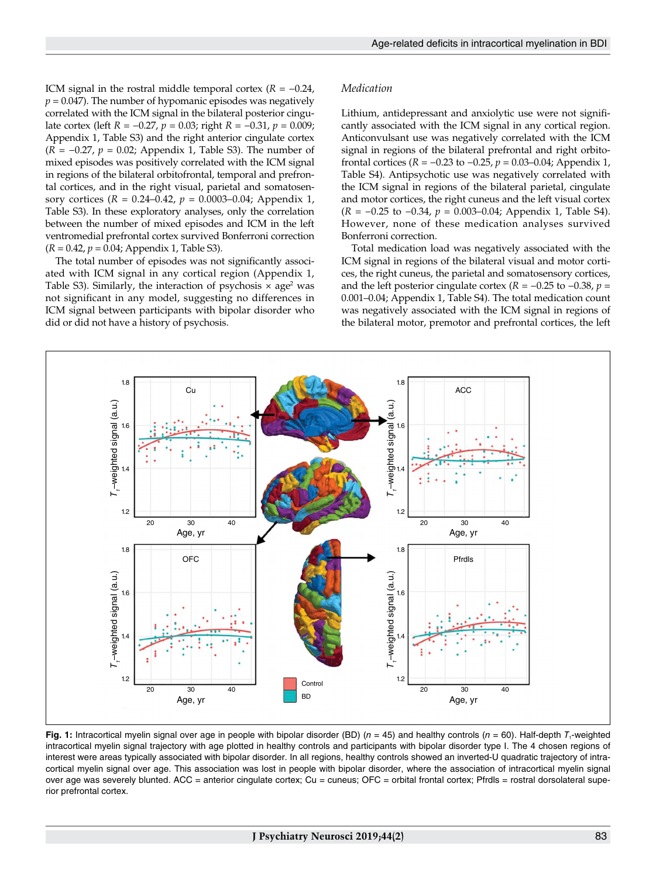ICM signal in the rostral middle temporal cortex ($R$ = −0.24, $p$ = 0.047). The number of hypomanic episodes was negatively correlated with the ICM signal in the bilateral posterior cingulate cortex (left $R$ = −0.27, $p$ = 0.03; right $R$ = −0.31, $p$ = 0.009; Appendix 1, Table S3) and the right anterior cingulate cortex ($R$ = −0.27, $p$ = 0.02; Appendix 1, Table S3). The number of mixed episodes was positively correlated with the ICM signal in regions of the bilateral orbitofrontal, temporal and prefrontal cortices, and in the right visual, parietal and somatosensory cortices ($R$ = 0.24–0.42, $p$ = 0.0003–0.04; Appendix 1, Table S3). In these exploratory analyses, only the correlation between the number of mixed episodes and ICM in the left ventromedial prefrontal cortex survived Bonferroni correction ($R$ = 0.42, $p$ = 0.04; Appendix 1, Table S3).

The total number of episodes was not significantly associated with ICM signal in any cortical region (Appendix 1, Table S3). Similarly, the interaction of psychosis × age$^2$ was not significant in any model, suggesting no differences in ICM signal between participants with bipolar disorder who did or did not have a history of psychosis.

### *Medication*

Lithium, antidepressant and anxiolytic use were not significantly associated with the ICM signal in any cortical region. Anticonvulsant use was negatively correlated with the ICM signal in regions of the bilateral prefrontal and right orbitofrontal cortices ($R$ = −0.23 to −0.25, $p$ = 0.03–0.04; Appendix 1, Table S4). Antipsychotic use was negatively correlated with the ICM signal in regions of the bilateral parietal, cingulate and motor cortices, the right cuneus and the left visual cortex ($R$ = −0.25 to −0.34, $p$ = 0.003–0.04; Appendix 1, Table S4). However, none of these medication analyses survived Bonferroni correction.

Total medication load was negatively associated with the ICM signal in regions of the bilateral visual and motor cortices, the right cuneus, the parietal and somatosensory cortices, and the left posterior cingulate cortex ($R$ = −0.25 to −0.38, $p$ = 0.001–0.04; Appendix 1, Table S4). The total medication count was negatively associated with the ICM signal in regions of the bilateral motor, premotor and prefrontal cortices, the left

**Fig. 1:** Intracortical myelin signal over age in people with bipolar disorder (BD) ($n$ = 45) and healthy controls ($n$ = 60). Half-depth $T_1$-weighted intracortical myelin signal trajectory with age plotted in healthy controls and participants with bipolar disorder type I. The 4 chosen regions of interest were areas typically associated with bipolar disorder. In all regions, healthy controls showed an inverted-U quadratic trajectory of intracortical myelin signal over age. This association was lost in people with bipolar disorder, where the association of intracortical myelin signal over age was severely blunted. ACC = anterior cingulate cortex; Cu = cuneus; OFC = orbital frontal cortex; Pfrdls = rostral dorsolateral superior prefrontal cortex.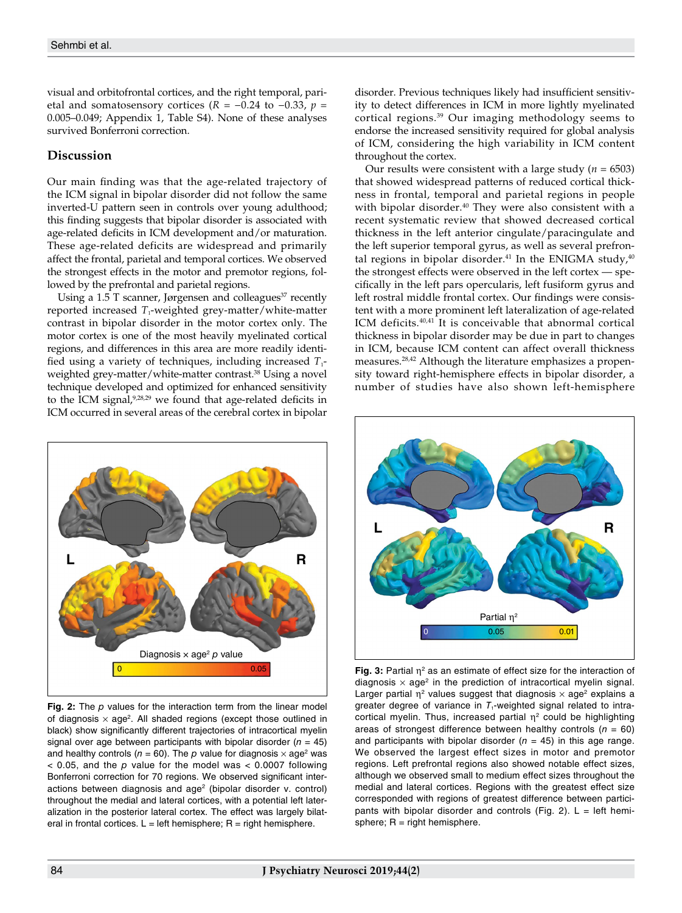visual and orbitofrontal cortices, and the right temporal, parietal and somatosensory cortices ($R = -0.24$ to $-0.33$, $p = 0.005$–$0.049$; Appendix 1, Table S4). None of these analyses survived Bonferroni correction.

## Discussion

Our main finding was that the age-related trajectory of the ICM signal in bipolar disorder did not follow the same inverted-U pattern seen in controls over young adulthood; this finding suggests that bipolar disorder is associated with age-related deficits in ICM development and/or maturation. These age-related deficits are widespread and primarily affect the frontal, parietal and temporal cortices. We observed the strongest effects in the motor and premotor regions, followed by the prefrontal and parietal regions.

Using a 1.5 T scanner, Jørgensen and colleagues[37] recently reported increased $T_1$-weighted grey-matter/white-matter contrast in bipolar disorder in the motor cortex only. The motor cortex is one of the most heavily myelinated cortical regions, and differences in this area are more readily identified using a variety of techniques, including increased $T_1$-weighted grey-matter/white-matter contrast.[38] Using a novel technique developed and optimized for enhanced sensitivity to the ICM signal,[9,28,29] we found that age-related deficits in ICM occurred in several areas of the cerebral cortex in bipolar disorder. Previous techniques likely had insufficient sensitivity to detect differences in ICM in more lightly myelinated cortical regions.[39] Our imaging methodology seems to endorse the increased sensitivity required for global analysis of ICM, considering the high variability in ICM content throughout the cortex.

Our results were consistent with a large study ($n = 6503$) that showed widespread patterns of reduced cortical thickness in frontal, temporal and parietal regions in people with bipolar disorder.[40] They were also consistent with a recent systematic review that showed decreased cortical thickness in the left anterior cingulate/paracingulate and the left superior temporal gyrus, as well as several prefrontal regions in bipolar disorder.[41] In the ENIGMA study,[40] the strongest effects were observed in the left cortex — specifically in the left pars opercularis, left fusiform gyrus and left rostral middle frontal cortex. Our findings were consistent with a more prominent left lateralization of age-related ICM deficits.[40,41] It is conceivable that abnormal cortical thickness in bipolar disorder may be due in part to changes in ICM, because ICM content can affect overall thickness measures.[28,42] Although the literature emphasizes a propensity toward right-hemisphere effects in bipolar disorder, a number of studies have also shown left-hemisphere

**Fig. 2:** The $p$ values for the interaction term from the linear model of diagnosis × age$^2$. All shaded regions (except those outlined in black) show significantly different trajectories of intracortical myelin signal over age between participants with bipolar disorder ($n = 45$) and healthy controls ($n = 60$). The $p$ value for diagnosis × age$^2$ was $< 0.05$, and the $p$ value for the model was $< 0.0007$ following Bonferroni correction for 70 regions. We observed significant interactions between diagnosis and age$^2$ (bipolar disorder v. control) throughout the medial and lateral cortices, with a potential left lateralization in the posterior lateral cortex. The effect was largely bilateral in frontal cortices. L = left hemisphere; R = right hemisphere.

**Fig. 3:** Partial $\eta^2$ as an estimate of effect size for the interaction of diagnosis × age$^2$ in the prediction of intracortical myelin signal. Larger partial $\eta^2$ values suggest that diagnosis × age$^2$ explains a greater degree of variance in $T_1$-weighted signal related to intracortical myelin. Thus, increased partial $\eta^2$ could be highlighting areas of strongest difference between healthy controls ($n = 60$) and participants with bipolar disorder ($n = 45$) in this age range. We observed the largest effect sizes in motor and premotor regions. Left prefrontal regions also showed notable effect sizes, although we observed small to medium effect sizes throughout the medial and lateral cortices. Regions with the greatest effect size corresponded with regions of greatest difference between participants with bipolar disorder and controls (Fig. 2). L = left hemisphere; R = right hemisphere.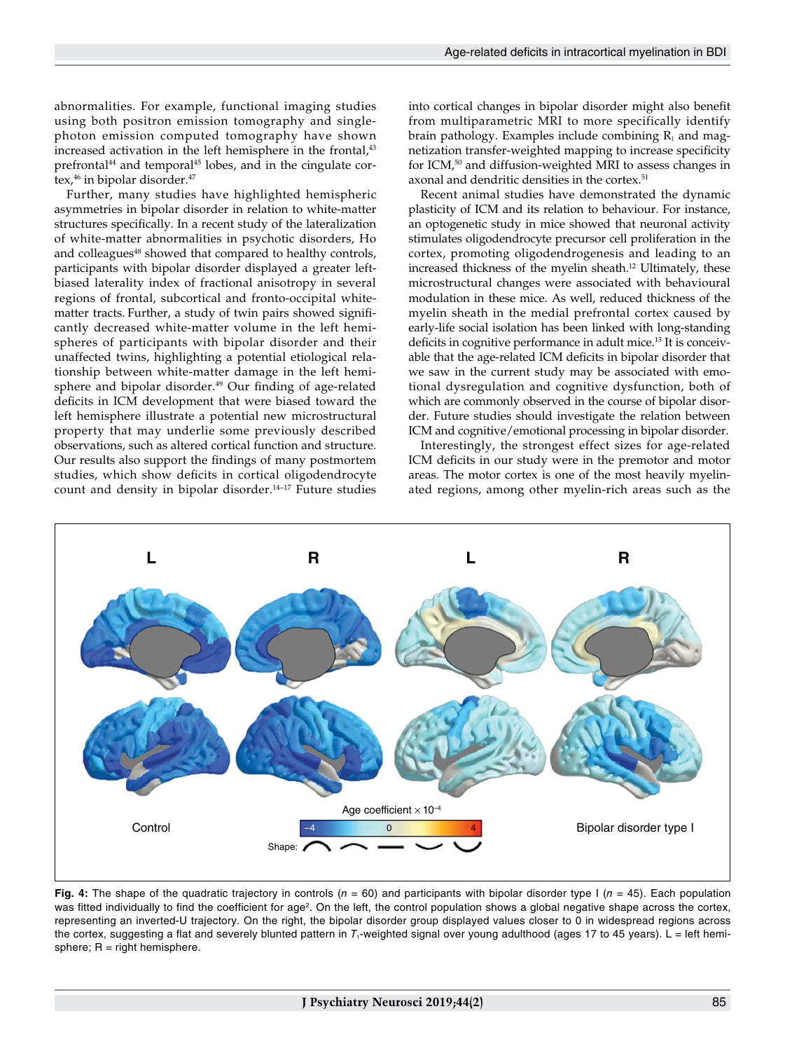abnormalities. For example, functional imaging studies using both positron emission tomography and single-photon emission computed tomography have shown increased activation in the left hemisphere in the frontal,[43] prefrontal[44] and temporal[45] lobes, and in the cingulate cortex,[46] in bipolar disorder.[47]

Further, many studies have highlighted hemispheric asymmetries in bipolar disorder in relation to white-matter structures specifically. In a recent study of the lateralization of white-matter abnormalities in psychotic disorders, Ho and colleagues[48] showed that compared to healthy controls, participants with bipolar disorder displayed a greater left-biased laterality index of fractional anisotropy in several regions of frontal, subcortical and fronto-occipital white-matter tracts. Further, a study of twin pairs showed significantly decreased white-matter volume in the left hemispheres of participants with bipolar disorder and their unaffected twins, highlighting a potential etiological relationship between white-matter damage in the left hemisphere and bipolar disorder.[49] Our finding of age-related deficits in ICM development that were biased toward the left hemisphere illustrate a potential new microstructural property that may underlie some previously described observations, such as altered cortical function and structure. Our results also support the findings of many postmortem studies, which show deficits in cortical oligodendrocyte count and density in bipolar disorder.[14–17] Future studies into cortical changes in bipolar disorder might also benefit from multiparametric MRI to more specifically identify brain pathology. Examples include combining $R_1$ and magnetization transfer-weighted mapping to increase specificity for ICM,[50] and diffusion-weighted MRI to assess changes in axonal and dendritic densities in the cortex.[51]

Recent animal studies have demonstrated the dynamic plasticity of ICM and its relation to behaviour. For instance, an optogenetic study in mice showed that neuronal activity stimulates oligodendrocyte precursor cell proliferation in the cortex, promoting oligodendrogenesis and leading to an increased thickness of the myelin sheath.[12] Ultimately, these microstructural changes were associated with behavioural modulation in these mice. As well, reduced thickness of the myelin sheath in the medial prefrontal cortex caused by early-life social isolation has been linked with long-standing deficits in cognitive performance in adult mice.[13] It is conceivable that the age-related ICM deficits in bipolar disorder that we saw in the current study may be associated with emotional dysregulation and cognitive dysfunction, both of which are commonly observed in the course of bipolar disorder. Future studies should investigate the relation between ICM and cognitive/emotional processing in bipolar disorder.

Interestingly, the strongest effect sizes for age-related ICM deficits in our study were in the premotor and motor areas. The motor cortex is one of the most heavily myelinated regions, among other myelin-rich areas such as the

**Fig. 4:** The shape of the quadratic trajectory in controls ($n$ = 60) and participants with bipolar disorder type I ($n$ = 45). Each population was fitted individually to find the coefficient for age$^2$. On the left, the control population shows a global negative shape across the cortex, representing an inverted-U trajectory. On the right, the bipolar disorder group displayed values closer to 0 in widespread regions across the cortex, suggesting a flat and severely blunted pattern in $T_1$-weighted signal over young adulthood (ages 17 to 45 years). L = left hemisphere; R = right hemisphere.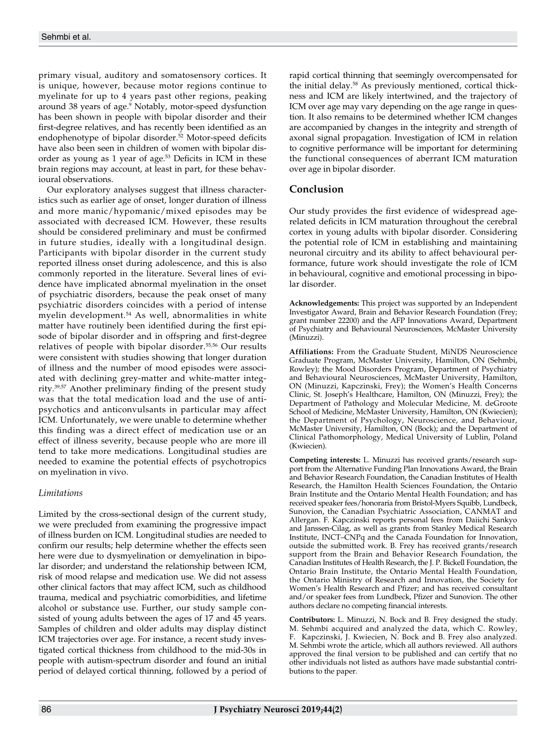primary visual, auditory and somatosensory cortices. It is unique, however, because motor regions continue to myelinate for up to 4 years past other regions, peaking around 38 years of age.[9] Notably, motor-speed dysfunction has been shown in people with bipolar disorder and their first-degree relatives, and has recently been identified as an endophenotype of bipolar disorder.[52] Motor-speed deficits have also been seen in children of women with bipolar disorder as young as 1 year of age.[53] Deficits in ICM in these brain regions may account, at least in part, for these behavioural observations.

Our exploratory analyses suggest that illness characteristics such as earlier age of onset, longer duration of illness and more manic/hypomanic/mixed episodes may be associated with decreased ICM. However, these results should be considered preliminary and must be confirmed in future studies, ideally with a longitudinal design. Participants with bipolar disorder in the current study reported illness onset during adolescence, and this is also commonly reported in the literature. Several lines of evidence have implicated abnormal myelination in the onset of psychiatric disorders, because the peak onset of many psychiatric disorders coincides with a period of intense myelin development.[54] As well, abnormalities in white matter have routinely been identified during the first episode of bipolar disorder and in offspring and first-degree relatives of people with bipolar disorder.[55,56] Our results were consistent with studies showing that longer duration of illness and the number of mood episodes were associated with declining grey-matter and white-matter integrity.[39,57] Another preliminary finding of the present study was that the total medication load and the use of antipsychotics and anticonvulsants in particular may affect ICM. Unfortunately, we were unable to determine whether this finding was a direct effect of medication use or an effect of illness severity, because people who are more ill tend to take more medications. Longitudinal studies are needed to examine the potential effects of psychotropics on myelination in vivo.

### *Limitations*

Limited by the cross-sectional design of the current study, we were precluded from examining the progressive impact of illness burden on ICM. Longitudinal studies are needed to confirm our results; help determine whether the effects seen here were due to dysmyelination or demyelination in bipolar disorder; and understand the relationship between ICM, risk of mood relapse and medication use. We did not assess other clinical factors that may affect ICM, such as childhood trauma, medical and psychiatric comorbidities, and lifetime alcohol or substance use. Further, our study sample consisted of young adults between the ages of 17 and 45 years. Samples of children and older adults may display distinct ICM trajectories over age. For instance, a recent study investigated cortical thickness from childhood to the mid-30s in people with autism-spectrum disorder and found an initial period of delayed cortical thinning, followed by a period of rapid cortical thinning that seemingly overcompensated for the initial delay.[58] As previously mentioned, cortical thickness and ICM are likely intertwined, and the trajectory of ICM over age may vary depending on the age range in question. It also remains to be determined whether ICM changes are accompanied by changes in the integrity and strength of axonal signal propagation. Investigation of ICM in relation to cognitive performance will be important for determining the functional consequences of aberrant ICM maturation over age in bipolar disorder.

## Conclusion

Our study provides the first evidence of widespread age-related deficits in ICM maturation throughout the cerebral cortex in young adults with bipolar disorder. Considering the potential role of ICM in establishing and maintaining neuronal circuitry and its ability to affect behavioural performance, future work should investigate the role of ICM in behavioural, cognitive and emotional processing in bipolar disorder.

**Acknowledgements:** This project was supported by an Independent Investigator Award, Brain and Behavior Research Foundation (Frey; grant number 22200) and the AFP Innovations Award, Department of Psychiatry and Behavioural Neurosciences, McMaster University (Minuzzi).

**Affiliations:** From the Graduate Student, MiNDS Neuroscience Graduate Program, McMaster University, Hamilton, ON (Sehmbi, Rowley); the Mood Disorders Program, Department of Psychiatry and Behavioural Neurosciences, McMaster University, Hamilton, ON (Minuzzi, Kapczinski, Frey); the Women's Health Concerns Clinic, St. Joseph's Healthcare, Hamilton, ON (Minuzzi, Frey); the Department of Pathology and Molecular Medicine, M. deGroote School of Medicine, McMaster University, Hamilton, ON (Kwiecien); the Department of Psychology, Neuroscience, and Behaviour, McMaster University, Hamilton, ON (Bock); and the Department of Clinical Pathomorphology, Medical University of Lublin, Poland (Kwiecien).

**Competing interests:** L. Minuzzi has received grants/research support from the Alternative Funding Plan Innovations Award, the Brain and Behavior Research Foundation, the Canadian Institutes of Health Research, the Hamilton Health Sciences Foundation, the Ontario Brain Institute and the Ontario Mental Health Foundation; and has received speaker fees/honoraria from Bristol-Myers Squibb, Lundbeck, Sunovion, the Canadian Psychiatric Association, CANMAT and Allergan. F. Kapczinski reports personal fees from Daiichi Sankyo and Janssen-Cilag, as well as grants from Stanley Medical Research Institute, INCT–CNPq and the Canada Foundation for Innovation, outside the submitted work. B. Frey has received grants/research support from the Brain and Behavior Research Foundation, the Canadian Institutes of Health Research, the J. P. Bickell Foundation, the Ontario Brain Institute, the Ontario Mental Health Foundation, the Ontario Ministry of Research and Innovation, the Society for Women's Health Research and Pfizer; and has received consultant and/or speaker fees from Lundbeck, Pfizer and Sunovion. The other authors declare no competing financial interests.

**Contributors:** L. Minuzzi, N. Bock and B. Frey designed the study. M. Sehmbi acquired and analyzed the data, which C. Rowley, F. Kapczinski, J. Kwiecien, N. Bock and B. Frey also analyzed. M. Sehmbi wrote the article, which all authors reviewed. All authors approved the final version to be published and can certify that no other individuals not listed as authors have made substantial contributions to the paper.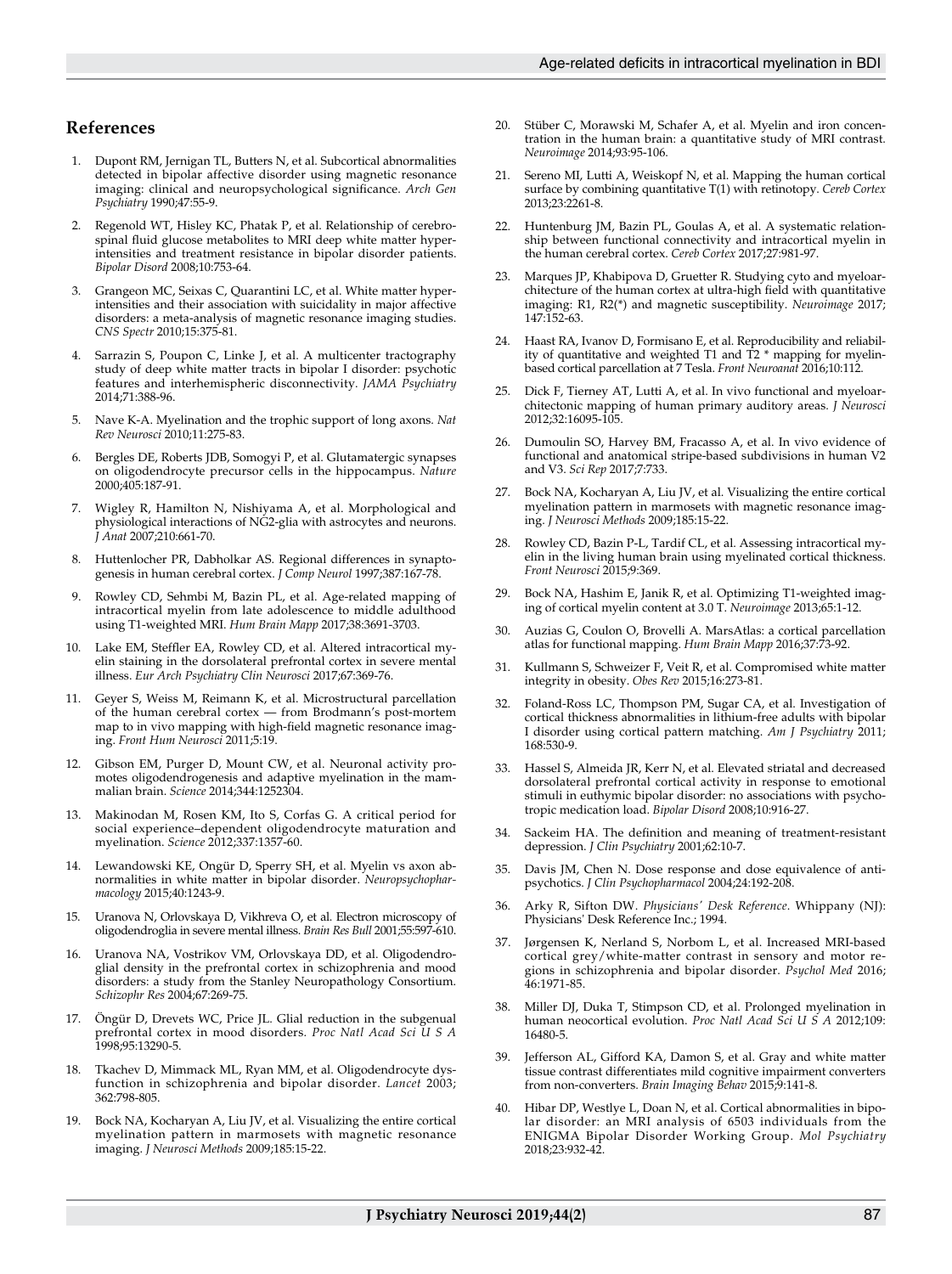## References

1. Dupont RM, Jernigan TL, Butters N, et al. Subcortical abnormalities detected in bipolar affective disorder using magnetic resonance imaging: clinical and neuropsychological significance. *Arch Gen Psychiatry* 1990;47:55-9.
2. Regenold WT, Hisley KC, Phatak P, et al. Relationship of cerebrospinal fluid glucose metabolites to MRI deep white matter hyperintensities and treatment resistance in bipolar disorder patients. *Bipolar Disord* 2008;10:753-64.
3. Grangeon MC, Seixas C, Quarantini LC, et al. White matter hyperintensities and their association with suicidality in major affective disorders: a meta-analysis of magnetic resonance imaging studies. *CNS Spectr* 2010;15:375-81.
4. Sarrazin S, Poupon C, Linke J, et al. A multicenter tractography study of deep white matter tracts in bipolar I disorder: psychotic features and interhemispheric disconnectivity. *JAMA Psychiatry* 2014;71:388-96.
5. Nave K-A. Myelination and the trophic support of long axons. *Nat Rev Neurosci* 2010;11:275-83.
6. Bergles DE, Roberts JDB, Somogyi P, et al. Glutamatergic synapses on oligodendrocyte precursor cells in the hippocampus. *Nature* 2000;405:187-91.
7. Wigley R, Hamilton N, Nishiyama A, et al. Morphological and physiological interactions of NG2-glia with astrocytes and neurons. *J Anat* 2007;210:661-70.
8. Huttenlocher PR, Dabholkar AS. Regional differences in synaptogenesis in human cerebral cortex. *J Comp Neurol* 1997;387:167-78.
9. Rowley CD, Sehmbi M, Bazin PL, et al. Age-related mapping of intracortical myelin from late adolescence to middle adulthood using T1-weighted MRI. *Hum Brain Mapp* 2017;38:3691-3703.
10. Lake EM, Steffler EA, Rowley CD, et al. Altered intracortical myelin staining in the dorsolateral prefrontal cortex in severe mental illness. *Eur Arch Psychiatry Clin Neurosci* 2017;67:369-76.
11. Geyer S, Weiss M, Reimann K, et al. Microstructural parcellation of the human cerebral cortex — from Brodmann's post-mortem map to in vivo mapping with high-field magnetic resonance imaging. *Front Hum Neurosci* 2011;5:19.
12. Gibson EM, Purger D, Mount CW, et al. Neuronal activity promotes oligodendrogenesis and adaptive myelination in the mammalian brain. *Science* 2014;344:1252304.
13. Makinodan M, Rosen KM, Ito S, Corfas G. A critical period for social experience–dependent oligodendrocyte maturation and myelination. *Science* 2012;337:1357-60.
14. Lewandowski KE, Ongür D, Sperry SH, et al. Myelin vs axon abnormalities in white matter in bipolar disorder. *Neuropsychopharmacology* 2015;40:1243-9.
15. Uranova N, Orlovskaya D, Vikhreva O, et al. Electron microscopy of oligodendroglia in severe mental illness. *Brain Res Bull* 2001;55:597-610.
16. Uranova NA, Vostrikov VM, Orlovskaya DD, et al. Oligodendroglial density in the prefrontal cortex in schizophrenia and mood disorders: a study from the Stanley Neuropathology Consortium. *Schizophr Res* 2004;67:269-75.
17. Öngür D, Drevets WC, Price JL. Glial reduction in the subgenual prefrontal cortex in mood disorders. *Proc Natl Acad Sci U S A* 1998;95:13290-5.
18. Tkachev D, Mimmack ML, Ryan MM, et al. Oligodendrocyte dysfunction in schizophrenia and bipolar disorder. *Lancet* 2003; 362:798-805.
19. Bock NA, Kocharyan A, Liu JV, et al. Visualizing the entire cortical myelination pattern in marmosets with magnetic resonance imaging. *J Neurosci Methods* 2009;185:15-22.
20. Stüber C, Morawski M, Schafer A, et al. Myelin and iron concentration in the human brain: a quantitative study of MRI contrast. *Neuroimage* 2014;93:95-106.
21. Sereno MI, Lutti A, Weiskopf N, et al. Mapping the human cortical surface by combining quantitative T(1) with retinotopy. *Cereb Cortex* 2013;23:2261-8.
22. Huntenburg JM, Bazin PL, Goulas A, et al. A systematic relationship between functional connectivity and intracortical myelin in the human cerebral cortex. *Cereb Cortex* 2017;27:981-97.
23. Marques JP, Khabipova D, Gruetter R. Studying cyto and myeloarchitecture of the human cortex at ultra-high field with quantitative imaging: R1, R2(*) and magnetic susceptibility. *Neuroimage* 2017; 147:152-63.
24. Haast RA, Ivanov D, Formisano E, et al. Reproducibility and reliability of quantitative and weighted T1 and T2 * mapping for myelin-based cortical parcellation at 7 Tesla. *Front Neuroanat* 2016;10:112.
25. Dick F, Tierney AT, Lutti A, et al. In vivo functional and myeloarchitectonic mapping of human primary auditory areas. *J Neurosci* 2012;32:16095-105.
26. Dumoulin SO, Harvey BM, Fracasso A, et al. In vivo evidence of functional and anatomical stripe-based subdivisions in human V2 and V3. *Sci Rep* 2017;7:733.
27. Bock NA, Kocharyan A, Liu JV, et al. Visualizing the entire cortical myelination pattern in marmosets with magnetic resonance imaging. *J Neurosci Methods* 2009;185:15-22.
28. Rowley CD, Bazin P-L, Tardif CL, et al. Assessing intracortical myelin in the living human brain using myelinated cortical thickness. *Front Neurosci* 2015;9:369.
29. Bock NA, Hashim E, Janik R, et al. Optimizing T1-weighted imaging of cortical myelin content at 3.0 T. *Neuroimage* 2013;65:1-12.
30. Auzias G, Coulon O, Brovelli A. MarsAtlas: a cortical parcellation atlas for functional mapping. *Hum Brain Mapp* 2016;37:73-92.
31. Kullmann S, Schweizer F, Veit R, et al. Compromised white matter integrity in obesity. *Obes Rev* 2015;16:273-81.
32. Foland-Ross LC, Thompson PM, Sugar CA, et al. Investigation of cortical thickness abnormalities in lithium-free adults with bipolar I disorder using cortical pattern matching. *Am J Psychiatry* 2011; 168:530-9.
33. Hassel S, Almeida JR, Kerr N, et al. Elevated striatal and decreased dorsolateral prefrontal cortical activity in response to emotional stimuli in euthymic bipolar disorder: no associations with psychotropic medication load. *Bipolar Disord* 2008;10:916-27.
34. Sackeim HA. The definition and meaning of treatment-resistant depression. *J Clin Psychiatry* 2001;62:10-7.
35. Davis JM, Chen N. Dose response and dose equivalence of antipsychotics. *J Clin Psychopharmacol* 2004;24:192-208.
36. Arky R, Sifton DW. *Physicians' Desk Reference*. Whippany (NJ): Physicians' Desk Reference Inc.; 1994.
37. Jørgensen K, Nerland S, Norbom L, et al. Increased MRI-based cortical grey/white-matter contrast in sensory and motor regions in schizophrenia and bipolar disorder. *Psychol Med* 2016; 46:1971-85.
38. Miller DJ, Duka T, Stimpson CD, et al. Prolonged myelination in human neocortical evolution. *Proc Natl Acad Sci U S A* 2012;109: 16480-5.
39. Jefferson AL, Gifford KA, Damon S, et al. Gray and white matter tissue contrast differentiates mild cognitive impairment converters from non-converters. *Brain Imaging Behav* 2015;9:141-8.
40. Hibar DP, Westlye L, Doan N, et al. Cortical abnormalities in bipolar disorder: an MRI analysis of 6503 individuals from the ENIGMA Bipolar Disorder Working Group. *Mol Psychiatry* 2018;23:932-42.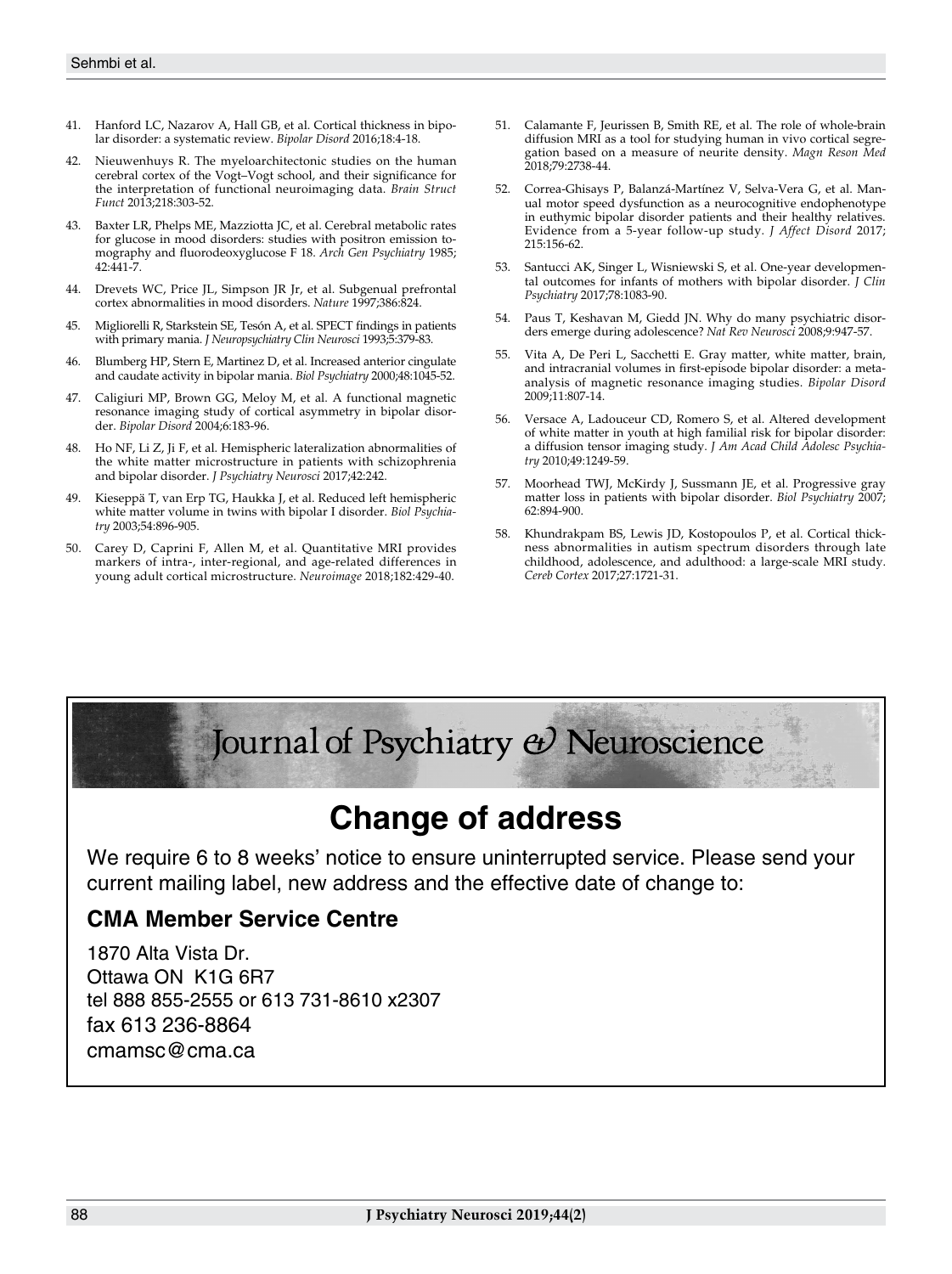41. Hanford LC, Nazarov A, Hall GB, et al. Cortical thickness in bipolar disorder: a systematic review. *Bipolar Disord* 2016;18:4-18.
42. Nieuwenhuys R. The myeloarchitectonic studies on the human cerebral cortex of the Vogt–Vogt school, and their significance for the interpretation of functional neuroimaging data. *Brain Struct Funct* 2013;218:303-52.
43. Baxter LR, Phelps ME, Mazziotta JC, et al. Cerebral metabolic rates for glucose in mood disorders: studies with positron emission tomography and fluorodeoxyglucose F 18. *Arch Gen Psychiatry* 1985; 42:441-7.
44. Drevets WC, Price JL, Simpson JR Jr, et al. Subgenual prefrontal cortex abnormalities in mood disorders. *Nature* 1997;386:824.
45. Migliorelli R, Starkstein SE, Tesón A, et al. SPECT findings in patients with primary mania. *J Neuropsychiatry Clin Neurosci* 1993;5:379-83.
46. Blumberg HP, Stern E, Martinez D, et al. Increased anterior cingulate and caudate activity in bipolar mania. *Biol Psychiatry* 2000;48:1045-52.
47. Caligiuri MP, Brown GG, Meloy M, et al. A functional magnetic resonance imaging study of cortical asymmetry in bipolar disorder. *Bipolar Disord* 2004;6:183-96.
48. Ho NF, Li Z, Ji F, et al. Hemispheric lateralization abnormalities of the white matter microstructure in patients with schizophrenia and bipolar disorder. *J Psychiatry Neurosci* 2017;42:242.
49. Kieseppä T, van Erp TG, Haukka J, et al. Reduced left hemispheric white matter volume in twins with bipolar I disorder. *Biol Psychiatry* 2003;54:896-905.
50. Carey D, Caprini F, Allen M, et al. Quantitative MRI provides markers of intra-, inter-regional, and age-related differences in young adult cortical microstructure. *Neuroimage* 2018;182:429-40.
51. Calamante F, Jeurissen B, Smith RE, et al. The role of whole-brain diffusion MRI as a tool for studying human in vivo cortical segregation based on a measure of neurite density. *Magn Reson Med* 2018;79:2738-44.
52. Correa-Ghisays P, Balanzá-Martínez V, Selva-Vera G, et al. Manual motor speed dysfunction as a neurocognitive endophenotype in euthymic bipolar disorder patients and their healthy relatives. Evidence from a 5-year follow-up study. *J Affect Disord* 2017; 215:156-62.
53. Santucci AK, Singer L, Wisniewski S, et al. One-year developmental outcomes for infants of mothers with bipolar disorder. *J Clin Psychiatry* 2017;78:1083-90.
54. Paus T, Keshavan M, Giedd JN. Why do many psychiatric disorders emerge during adolescence? *Nat Rev Neurosci* 2008;9:947-57.
55. Vita A, De Peri L, Sacchetti E. Gray matter, white matter, brain, and intracranial volumes in first-episode bipolar disorder: a meta-analysis of magnetic resonance imaging studies. *Bipolar Disord* 2009;11:807-14.
56. Versace A, Ladouceur CD, Romero S, et al. Altered development of white matter in youth at high familial risk for bipolar disorder: a diffusion tensor imaging study. *J Am Acad Child Adolesc Psychiatry* 2010;49:1249-59.
57. Moorhead TWJ, McKirdy J, Sussmann JE, et al. Progressive gray matter loss in patients with bipolar disorder. *Biol Psychiatry* 2007; 62:894-900.
58. Khundrakpam BS, Lewis JD, Kostopoulos P, et al. Cortical thickness abnormalities in autism spectrum disorders through late childhood, adolescence, and adulthood: a large-scale MRI study. *Cereb Cortex* 2017;27:1721-31.

Journal of Psychiatry & Neuroscience

# Change of address

We require 6 to 8 weeks' notice to ensure uninterrupted service. Please send your current mailing label, new address and the effective date of change to:

**CMA Member Service Centre**

1870 Alta Vista Dr.
Ottawa ON K1G 6R7
tel 888 855-2555 or 613 731-8610 x2307
fax 613 236-8864
cmamsc@cma.ca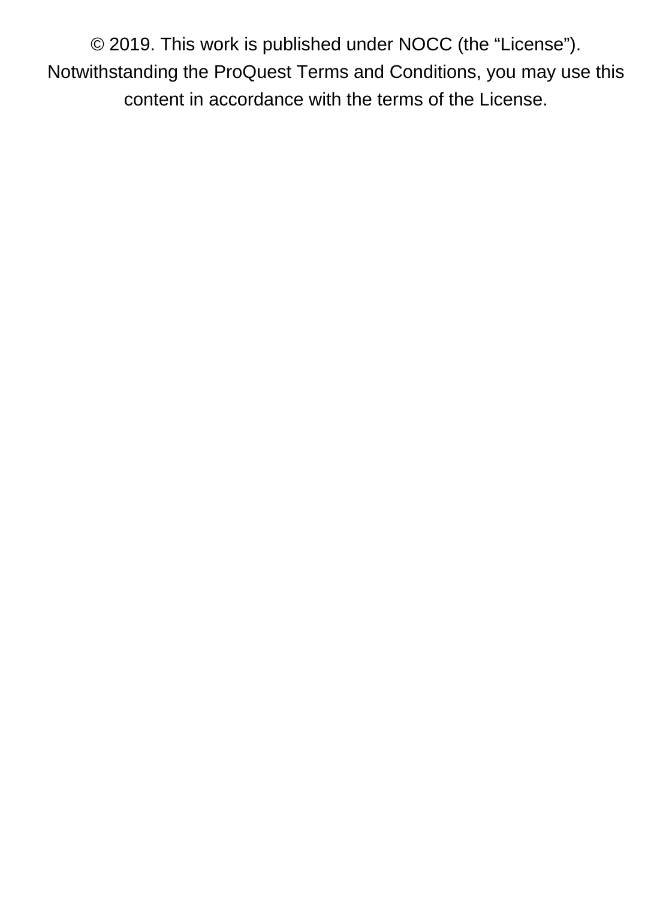© 2019. This work is published under NOCC (the “License”). Notwithstanding the ProQuest Terms and Conditions, you may use this content in accordance with the terms of the License.